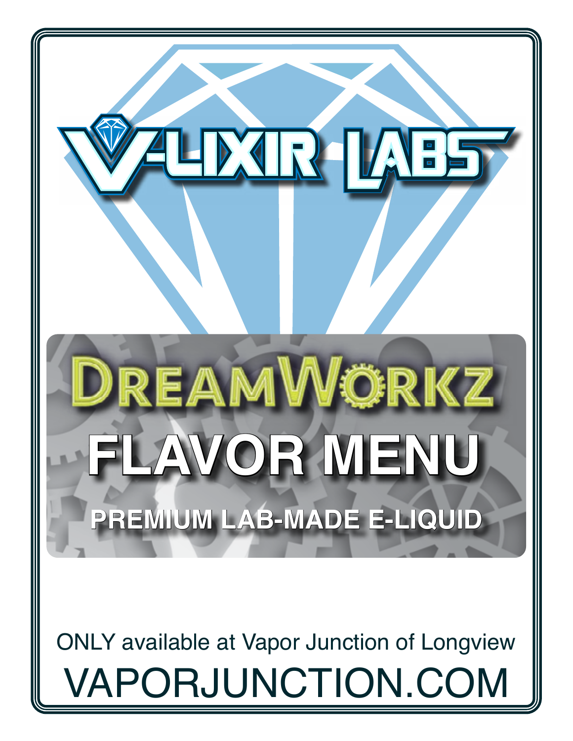# V-LIXIR LABS

# DREAMWORKZ

## FLAVOR MENU

**PREMIUM LAB-MADE E-LIQUID**

ONLY available at Vapor Junction of Longview

VAPORJUNCTION.COM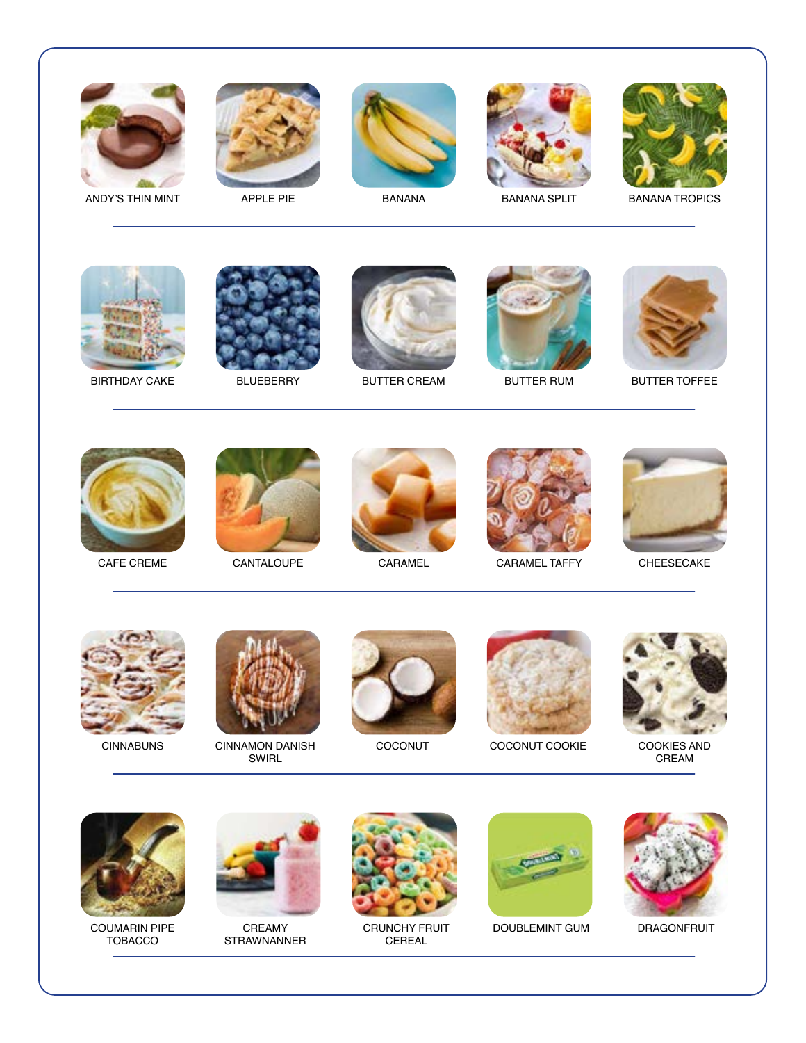ANDY'S THIN MINT

APPLE PIE

BANANA

BANANA SPLIT

BANANA TROPICS

---

BIRTHDAY CAKE

BLUEBERRY

BUTTER CREAM

BUTTER RUM

BUTTER TOFFEE

---

CAFE CREME

CANTALOUPE

CARAMEL

CARAMEL TAFFY

CHEESECAKE

---

CINNABUNS

CINNAMON DANISH SWIRL

COCONUT

COCONUT COOKIE

COOKIES AND CREAM

---

COUMARIN PIPE TOBACCO

CREAMY STRAWNANNER

CRUNCHY FRUIT CEREAL

DOUBLEMINT GUM

DRAGONFRUIT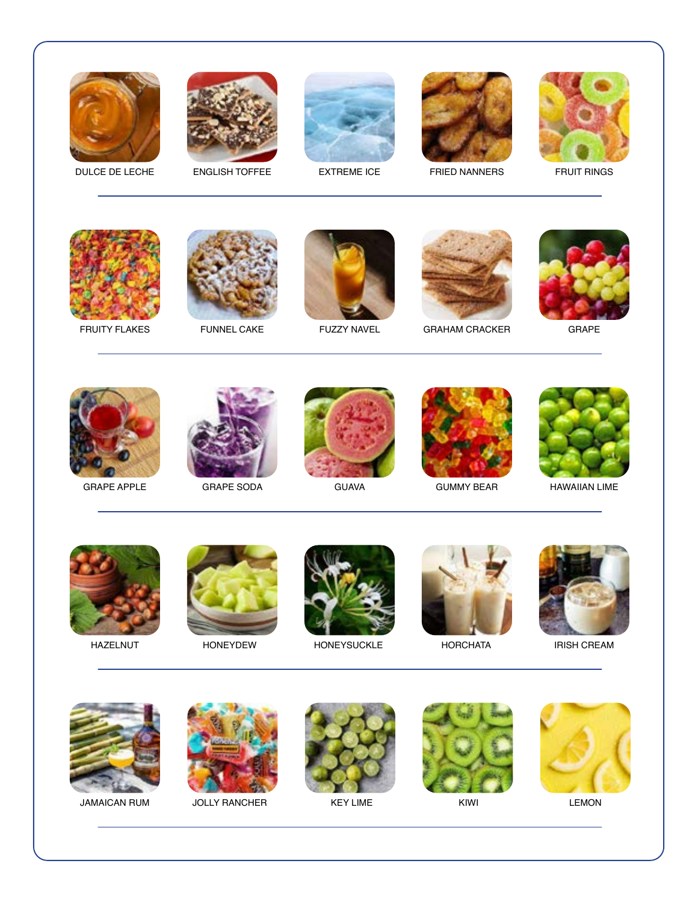DULCE DE LECHE

ENGLISH TOFFEE

EXTREME ICE

FRIED NANNERS

FRUIT RINGS

---

FRUITY FLAKES

FUNNEL CAKE

FUZZY NAVEL

GRAHAM CRACKER

GRAPE

---

GRAPE APPLE

GRAPE SODA

GUAVA

GUMMY BEAR

HAWAIIAN LIME

---

HAZELNUT

HONEYDEW

HONEYSUCKLE

HORCHATA

IRISH CREAM

---

JAMAICAN RUM

JOLLY RANCHER

KEY LIME

KIWI

LEMON

---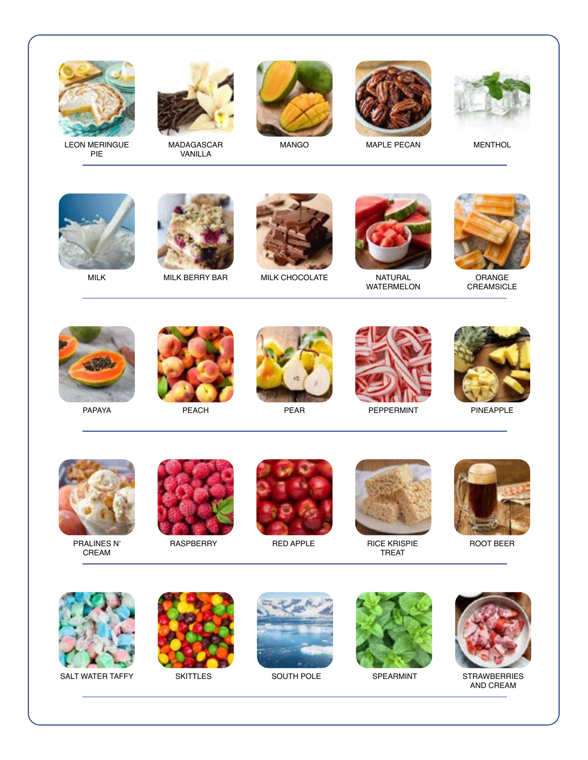LEON MERINGUE PIE

MADAGASCAR VANILLA

MANGO

MAPLE PECAN

MENTHOL

---

MILK

MILK BERRY BAR

MILK CHOCOLATE

NATURAL WATERMELON

ORANGE CREAMSICLE

---

PAPAYA

PEACH

PEAR

PEPPERMINT

PINEAPPLE

---

PRALINES N' CREAM

RASPBERRY

RED APPLE

RICE KRISPIE TREAT

ROOT BEER

---

SALT WATER TAFFY

SKITTLES

SOUTH POLE

SPEARMINT

STRAWBERRIES AND CREAM

---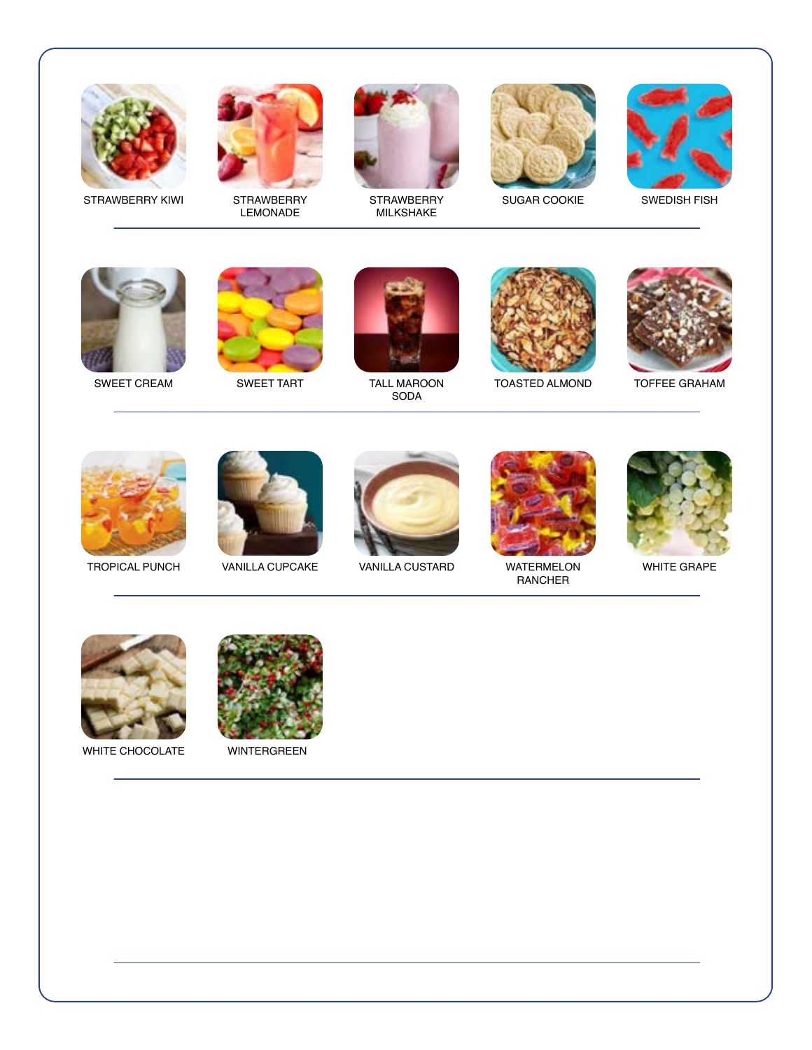STRAWBERRY KIWI

STRAWBERRY LEMONADE

STRAWBERRY MILKSHAKE

SUGAR COOKIE

SWEDISH FISH

---

SWEET CREAM

SWEET TART

TALL MAROON SODA

TOASTED ALMOND

TOFFEE GRAHAM

---

TROPICAL PUNCH

VANILLA CUPCAKE

VANILLA CUSTARD

WATERMELON RANCHER

WHITE GRAPE

---

WHITE CHOCOLATE

WINTERGREEN

---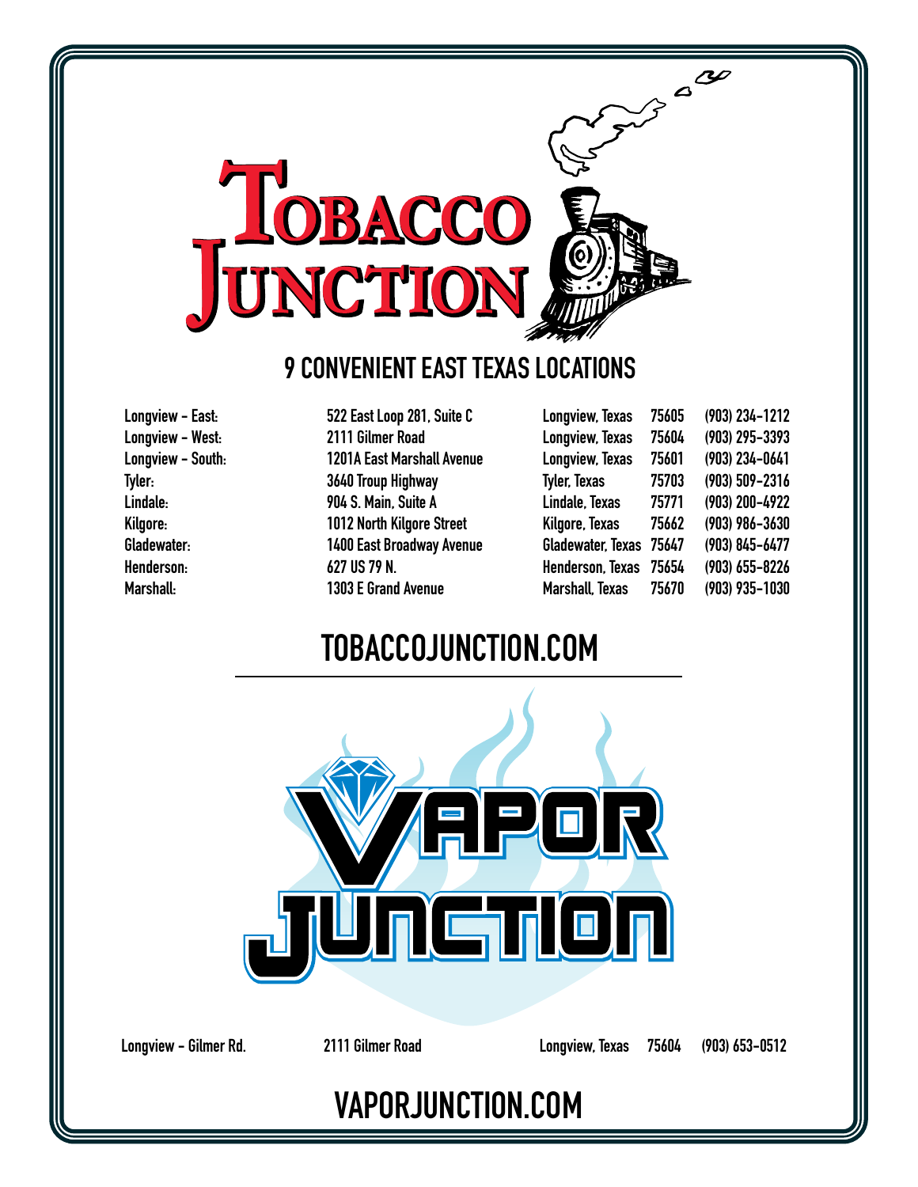# TOBACCO JUNCTION

## 9 CONVENIENT EAST TEXAS LOCATIONS

| | | | | |
|---|---|---|---|---|
| Longview - East: | 522 East Loop 281, Suite C | Longview, Texas | 75605 | (903) 234-1212 |
| Longview - West: | 2111 Gilmer Road | Longview, Texas | 75604 | (903) 295-3393 |
| Longview - South: | 1201A East Marshall Avenue | Longview, Texas | 75601 | (903) 234-0641 |
| Tyler: | 3640 Troup Highway | Tyler, Texas | 75703 | (903) 509-2316 |
| Lindale: | 904 S. Main, Suite A | Lindale, Texas | 75771 | (903) 200-4922 |
| Kilgore: | 1012 North Kilgore Street | Kilgore, Texas | 75662 | (903) 986-3630 |
| Gladewater: | 1400 East Broadway Avenue | Gladewater, Texas | 75647 | (903) 845-6477 |
| Henderson: | 627 US 79 N. | Henderson, Texas | 75654 | (903) 655-8226 |
| Marshall: | 1303 E Grand Avenue | Marshall, Texas | 75670 | (903) 935-1030 |

## TOBACCOJUNCTION.COM

# VAPOR JUNCTION

| | | | | |
|---|---|---|---|---|
| Longview - Gilmer Rd. | 2111 Gilmer Road | Longview, Texas | 75604 | (903) 653-0512 |

## VAPORJUNCTION.COM